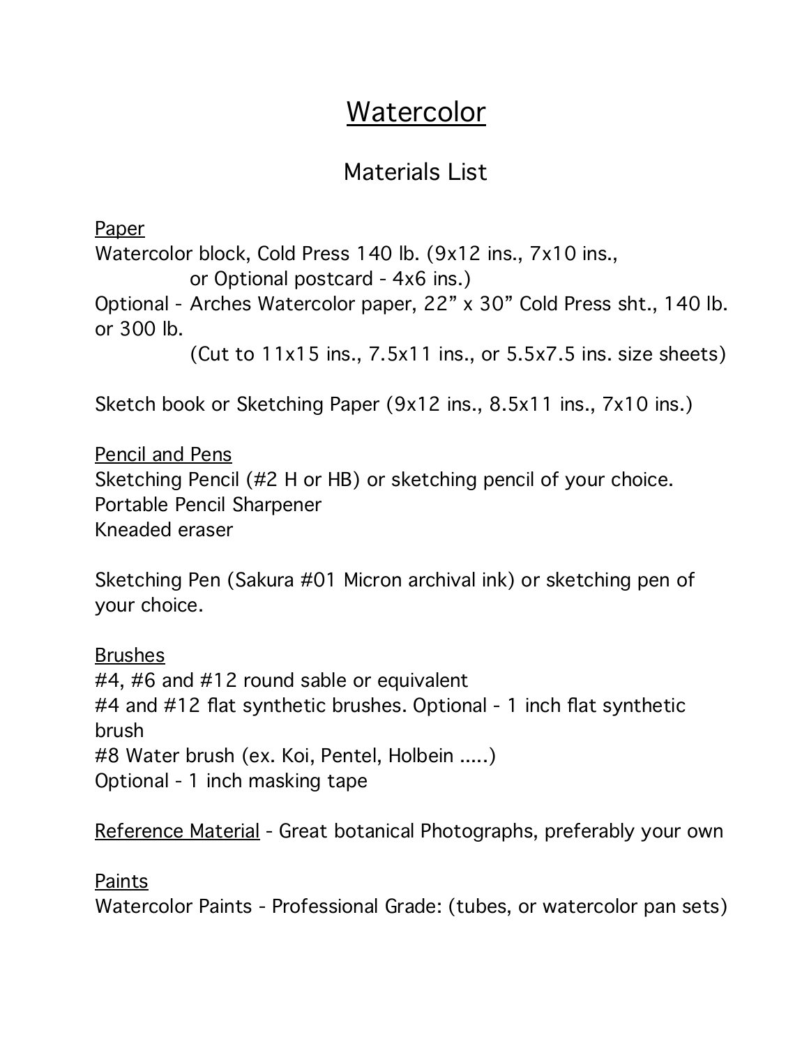# Watercolor

## Materials List

**Paper**

Watercolor block, Cold Press 140 lb. (9x12 ins., 7x10 ins., or Optional postcard - 4x6 ins.)

Optional - Arches Watercolor paper, 22" x 30" Cold Press sht., 140 lb. or 300 lb.
(Cut to 11x15 ins., 7.5x11 ins., or 5.5x7.5 ins. size sheets)

Sketch book or Sketching Paper (9x12 ins., 8.5x11 ins., 7x10 ins.)

**Pencil and Pens**

Sketching Pencil (#2 H or HB) or sketching pencil of your choice.
Portable Pencil Sharpener
Kneaded eraser

Sketching Pen (Sakura #01 Micron archival ink) or sketching pen of your choice.

**Brushes**

#4, #6 and #12 round sable or equivalent
#4 and #12 flat synthetic brushes. Optional - 1 inch flat synthetic brush
#8 Water brush (ex. Koi, Pentel, Holbein .....)
Optional - 1 inch masking tape

**Reference Material** - Great botanical Photographs, preferably your own

**Paints**

Watercolor Paints - Professional Grade: (tubes, or watercolor pan sets)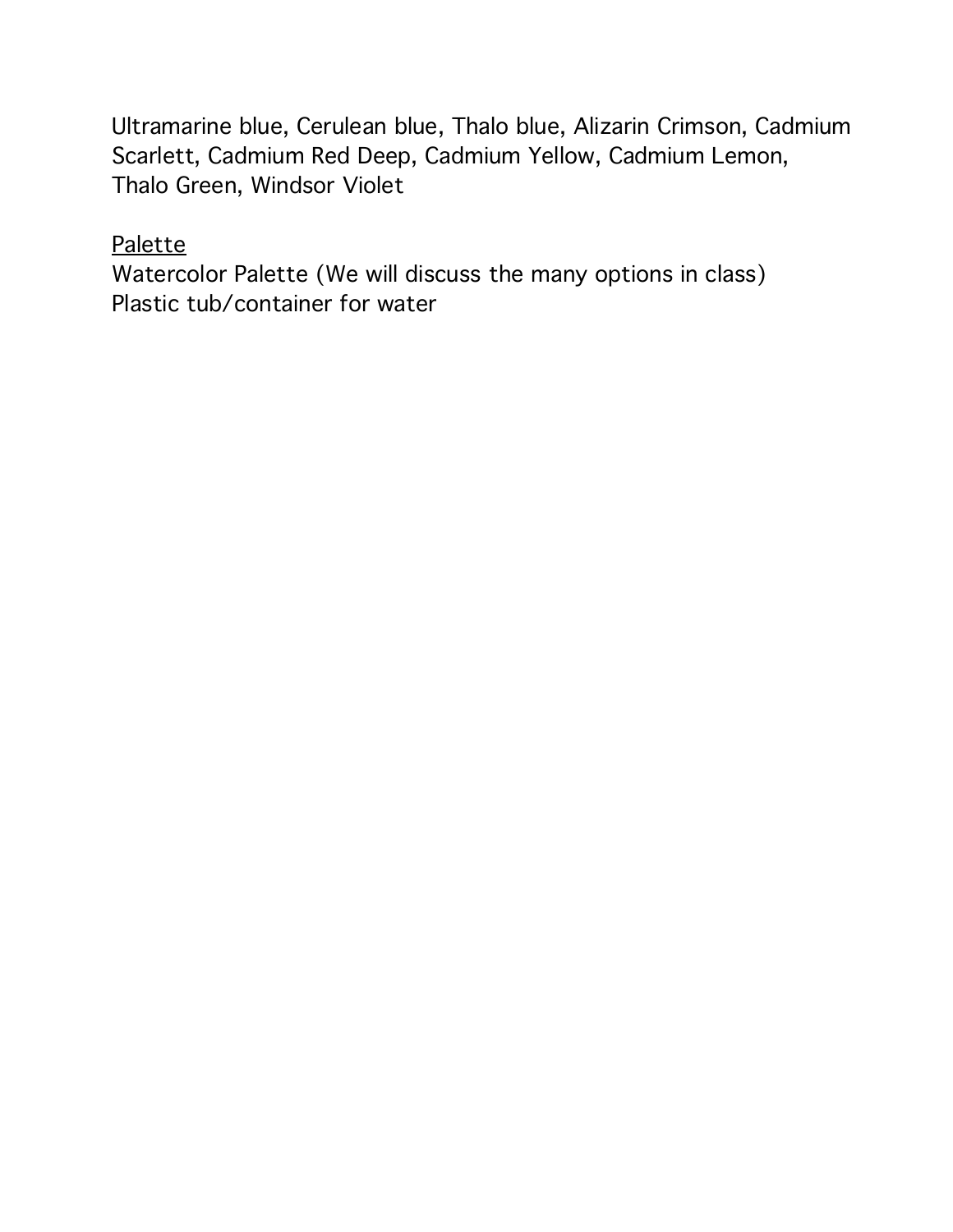Ultramarine blue, Cerulean blue, Thalo blue, Alizarin Crimson, Cadmium Scarlett, Cadmium Red Deep, Cadmium Yellow, Cadmium Lemon, Thalo Green, Windsor Violet

<u>Palette</u>

Watercolor Palette (We will discuss the many options in class)
Plastic tub/container for water